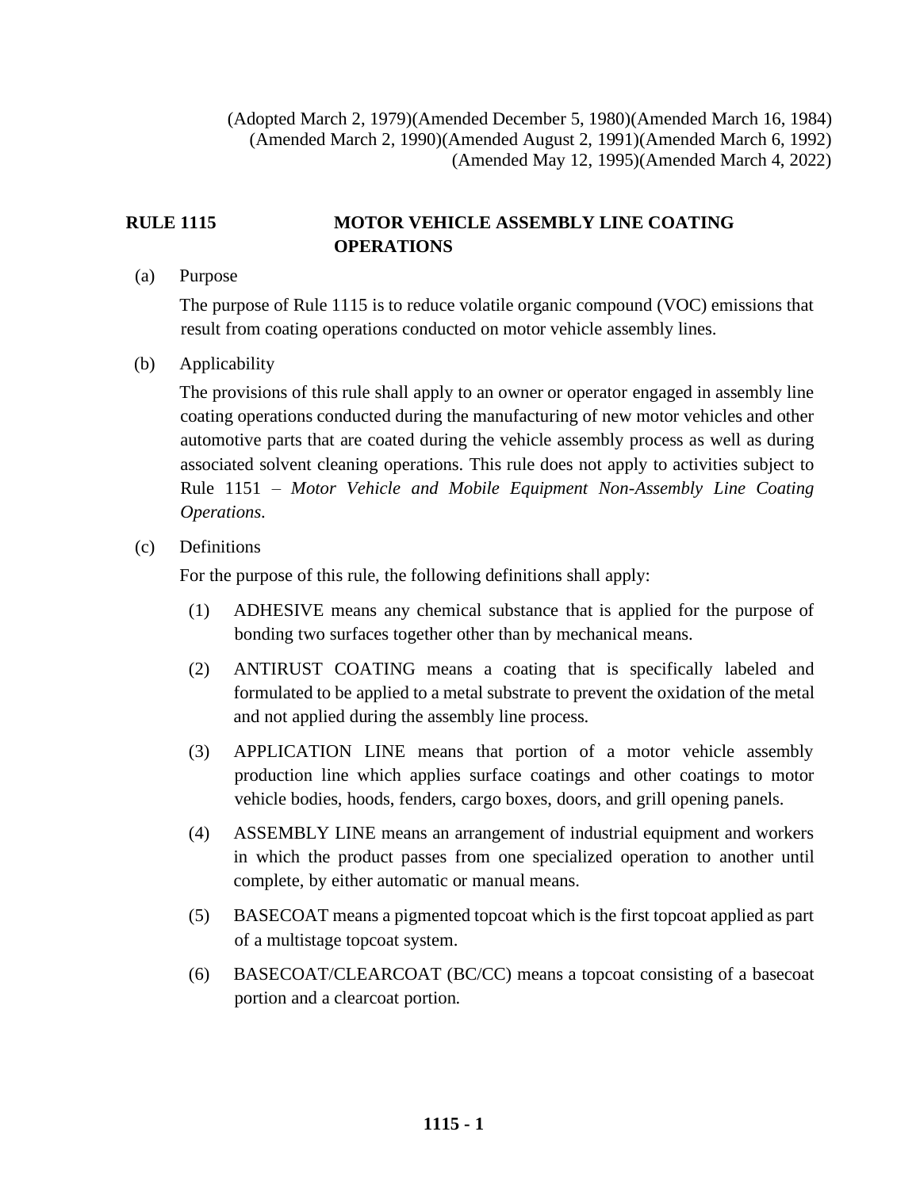(Adopted March 2, 1979)(Amended December 5, 1980)(Amended March 16, 1984)
(Amended March 2, 1990)(Amended August 2, 1991)(Amended March 6, 1992)
(Amended May 12, 1995)(Amended March 4, 2022)

# RULE 1115 MOTOR VEHICLE ASSEMBLY LINE COATING OPERATIONS

(a) Purpose

The purpose of Rule 1115 is to reduce volatile organic compound (VOC) emissions that result from coating operations conducted on motor vehicle assembly lines.

(b) Applicability

The provisions of this rule shall apply to an owner or operator engaged in assembly line coating operations conducted during the manufacturing of new motor vehicles and other automotive parts that are coated during the vehicle assembly process as well as during associated solvent cleaning operations. This rule does not apply to activities subject to Rule 1151 – *Motor Vehicle and Mobile Equipment Non-Assembly Line Coating Operations*.

(c) Definitions

For the purpose of this rule, the following definitions shall apply:

(1) ADHESIVE means any chemical substance that is applied for the purpose of bonding two surfaces together other than by mechanical means.

(2) ANTIRUST COATING means a coating that is specifically labeled and formulated to be applied to a metal substrate to prevent the oxidation of the metal and not applied during the assembly line process.

(3) APPLICATION LINE means that portion of a motor vehicle assembly production line which applies surface coatings and other coatings to motor vehicle bodies, hoods, fenders, cargo boxes, doors, and grill opening panels.

(4) ASSEMBLY LINE means an arrangement of industrial equipment and workers in which the product passes from one specialized operation to another until complete, by either automatic or manual means.

(5) BASECOAT means a pigmented topcoat which is the first topcoat applied as part of a multistage topcoat system.

(6) BASECOAT/CLEARCOAT (BC/CC) means a topcoat consisting of a basecoat portion and a clearcoat portion.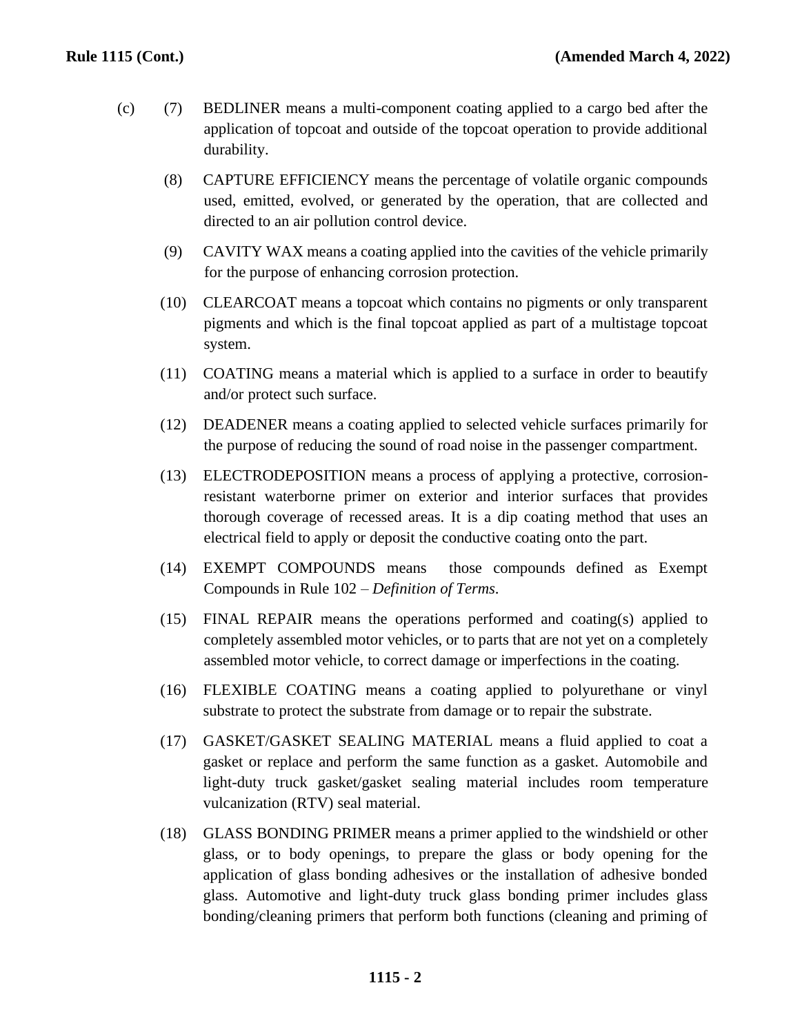(c) (7) BEDLINER means a multi-component coating applied to a cargo bed after the application of topcoat and outside of the topcoat operation to provide additional durability.

(8) CAPTURE EFFICIENCY means the percentage of volatile organic compounds used, emitted, evolved, or generated by the operation, that are collected and directed to an air pollution control device.

(9) CAVITY WAX means a coating applied into the cavities of the vehicle primarily for the purpose of enhancing corrosion protection.

(10) CLEARCOAT means a topcoat which contains no pigments or only transparent pigments and which is the final topcoat applied as part of a multistage topcoat system.

(11) COATING means a material which is applied to a surface in order to beautify and/or protect such surface.

(12) DEADENER means a coating applied to selected vehicle surfaces primarily for the purpose of reducing the sound of road noise in the passenger compartment.

(13) ELECTRODEPOSITION means a process of applying a protective, corrosion-resistant waterborne primer on exterior and interior surfaces that provides thorough coverage of recessed areas. It is a dip coating method that uses an electrical field to apply or deposit the conductive coating onto the part.

(14) EXEMPT COMPOUNDS means those compounds defined as Exempt Compounds in Rule 102 – *Definition of Terms*.

(15) FINAL REPAIR means the operations performed and coating(s) applied to completely assembled motor vehicles, or to parts that are not yet on a completely assembled motor vehicle, to correct damage or imperfections in the coating.

(16) FLEXIBLE COATING means a coating applied to polyurethane or vinyl substrate to protect the substrate from damage or to repair the substrate.

(17) GASKET/GASKET SEALING MATERIAL means a fluid applied to coat a gasket or replace and perform the same function as a gasket. Automobile and light-duty truck gasket/gasket sealing material includes room temperature vulcanization (RTV) seal material.

(18) GLASS BONDING PRIMER means a primer applied to the windshield or other glass, or to body openings, to prepare the glass or body opening for the application of glass bonding adhesives or the installation of adhesive bonded glass. Automotive and light-duty truck glass bonding primer includes glass bonding/cleaning primers that perform both functions (cleaning and priming of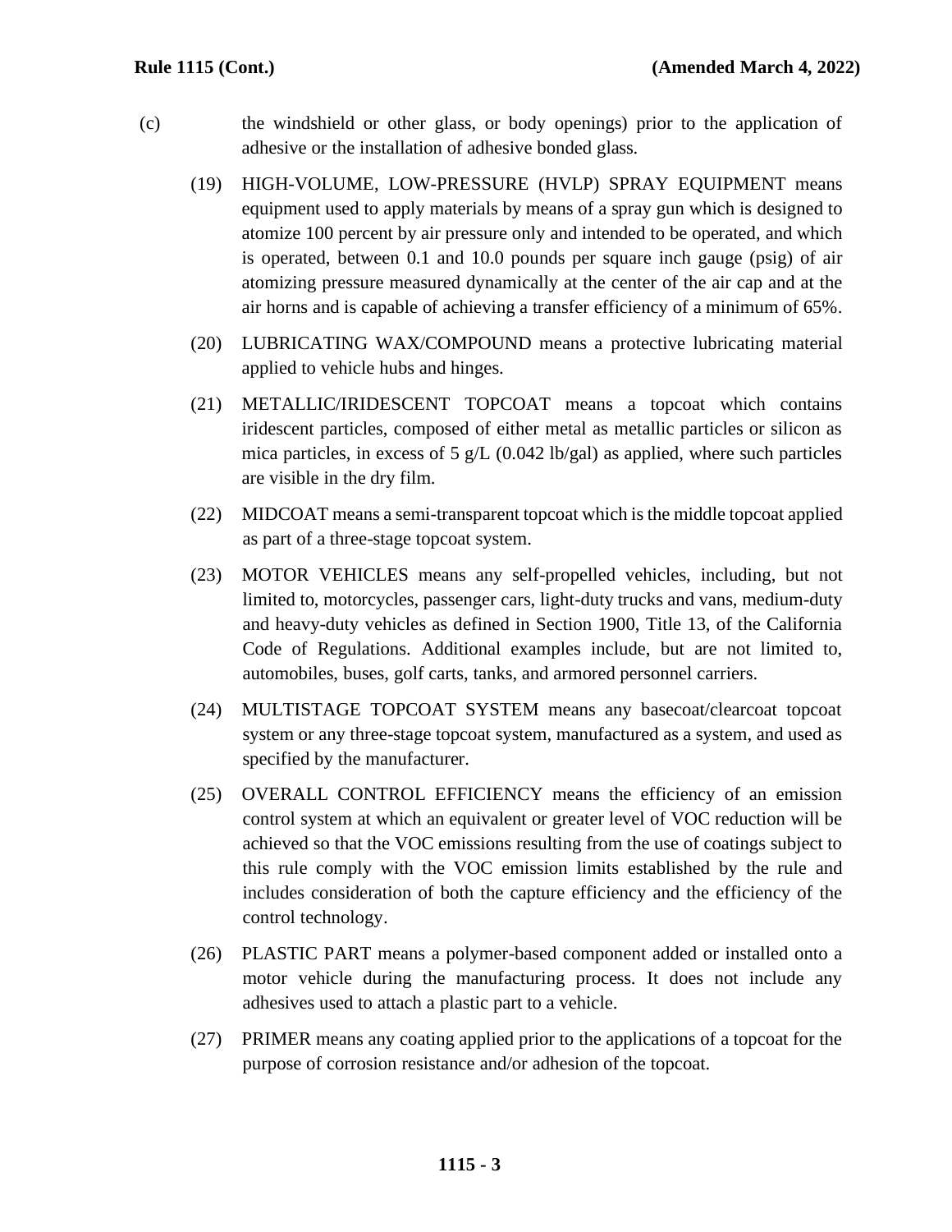(c) the windshield or other glass, or body openings) prior to the application of adhesive or the installation of adhesive bonded glass.

(19) HIGH-VOLUME, LOW-PRESSURE (HVLP) SPRAY EQUIPMENT means equipment used to apply materials by means of a spray gun which is designed to atomize 100 percent by air pressure only and intended to be operated, and which is operated, between 0.1 and 10.0 pounds per square inch gauge (psig) of air atomizing pressure measured dynamically at the center of the air cap and at the air horns and is capable of achieving a transfer efficiency of a minimum of 65%.

(20) LUBRICATING WAX/COMPOUND means a protective lubricating material applied to vehicle hubs and hinges.

(21) METALLIC/IRIDESCENT TOPCOAT means a topcoat which contains iridescent particles, composed of either metal as metallic particles or silicon as mica particles, in excess of 5 g/L (0.042 lb/gal) as applied, where such particles are visible in the dry film.

(22) MIDCOAT means a semi-transparent topcoat which is the middle topcoat applied as part of a three-stage topcoat system.

(23) MOTOR VEHICLES means any self-propelled vehicles, including, but not limited to, motorcycles, passenger cars, light-duty trucks and vans, medium-duty and heavy-duty vehicles as defined in Section 1900, Title 13, of the California Code of Regulations. Additional examples include, but are not limited to, automobiles, buses, golf carts, tanks, and armored personnel carriers.

(24) MULTISTAGE TOPCOAT SYSTEM means any basecoat/clearcoat topcoat system or any three-stage topcoat system, manufactured as a system, and used as specified by the manufacturer.

(25) OVERALL CONTROL EFFICIENCY means the efficiency of an emission control system at which an equivalent or greater level of VOC reduction will be achieved so that the VOC emissions resulting from the use of coatings subject to this rule comply with the VOC emission limits established by the rule and includes consideration of both the capture efficiency and the efficiency of the control technology.

(26) PLASTIC PART means a polymer-based component added or installed onto a motor vehicle during the manufacturing process. It does not include any adhesives used to attach a plastic part to a vehicle.

(27) PRIMER means any coating applied prior to the applications of a topcoat for the purpose of corrosion resistance and/or adhesion of the topcoat.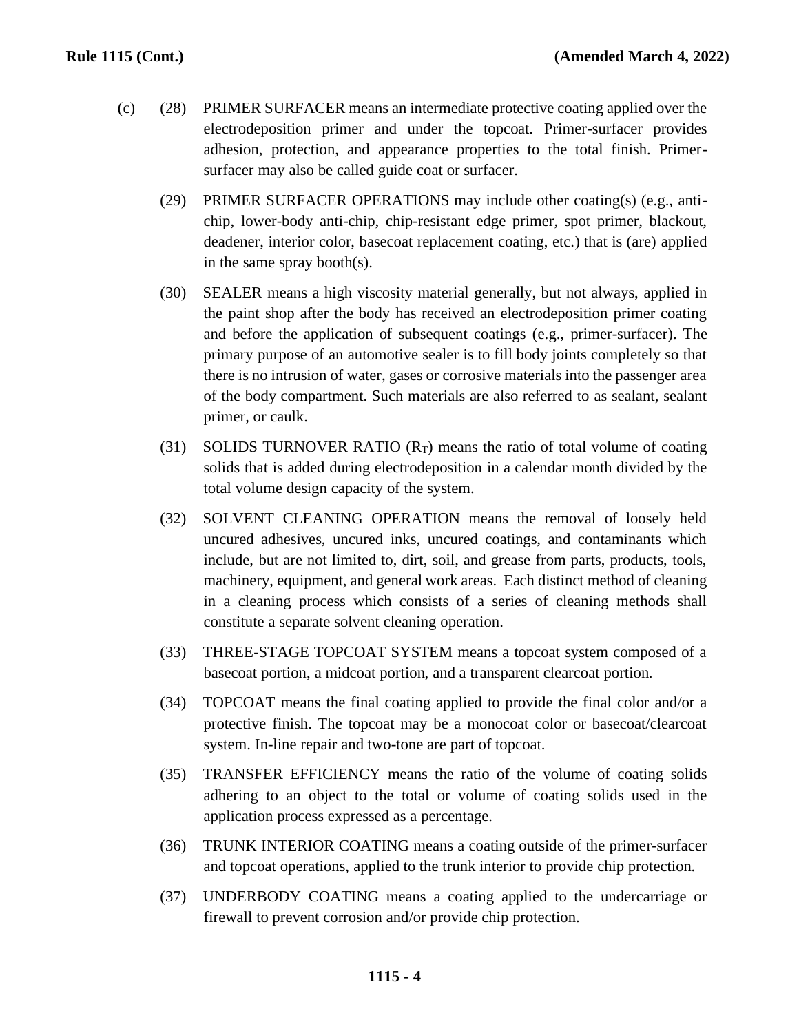(c) (28) PRIMER SURFACER means an intermediate protective coating applied over the electrodeposition primer and under the topcoat. Primer-surfacer provides adhesion, protection, and appearance properties to the total finish. Primer-surfacer may also be called guide coat or surfacer.

(29) PRIMER SURFACER OPERATIONS may include other coating(s) (e.g., anti-chip, lower-body anti-chip, chip-resistant edge primer, spot primer, blackout, deadener, interior color, basecoat replacement coating, etc.) that is (are) applied in the same spray booth(s).

(30) SEALER means a high viscosity material generally, but not always, applied in the paint shop after the body has received an electrodeposition primer coating and before the application of subsequent coatings (e.g., primer-surfacer). The primary purpose of an automotive sealer is to fill body joints completely so that there is no intrusion of water, gases or corrosive materials into the passenger area of the body compartment. Such materials are also referred to as sealant, sealant primer, or caulk.

(31) SOLIDS TURNOVER RATIO ($R_T$) means the ratio of total volume of coating solids that is added during electrodeposition in a calendar month divided by the total volume design capacity of the system.

(32) SOLVENT CLEANING OPERATION means the removal of loosely held uncured adhesives, uncured inks, uncured coatings, and contaminants which include, but are not limited to, dirt, soil, and grease from parts, products, tools, machinery, equipment, and general work areas. Each distinct method of cleaning in a cleaning process which consists of a series of cleaning methods shall constitute a separate solvent cleaning operation.

(33) THREE-STAGE TOPCOAT SYSTEM means a topcoat system composed of a basecoat portion, a midcoat portion, and a transparent clearcoat portion.

(34) TOPCOAT means the final coating applied to provide the final color and/or a protective finish. The topcoat may be a monocoat color or basecoat/clearcoat system. In-line repair and two-tone are part of topcoat.

(35) TRANSFER EFFICIENCY means the ratio of the volume of coating solids adhering to an object to the total or volume of coating solids used in the application process expressed as a percentage.

(36) TRUNK INTERIOR COATING means a coating outside of the primer-surfacer and topcoat operations, applied to the trunk interior to provide chip protection.

(37) UNDERBODY COATING means a coating applied to the undercarriage or firewall to prevent corrosion and/or provide chip protection.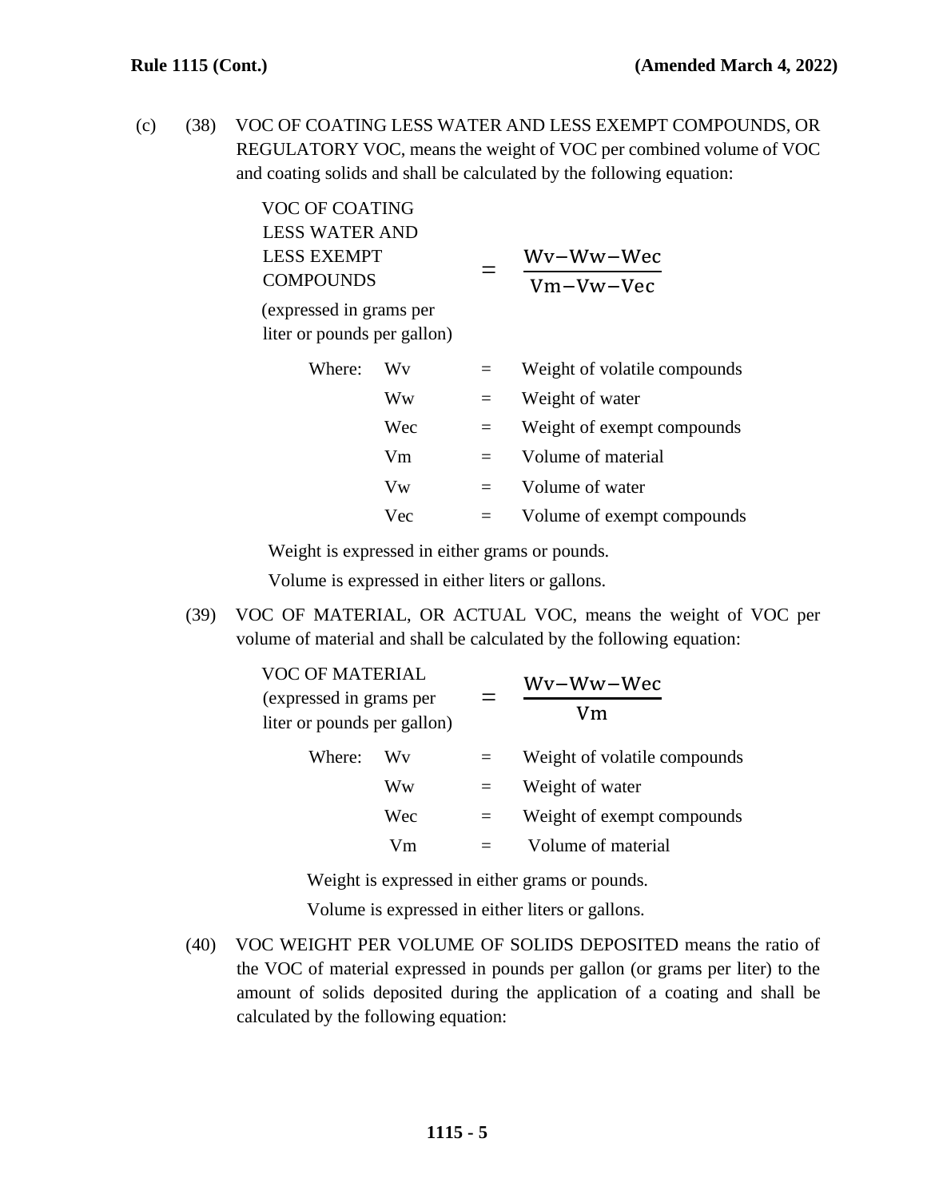(c) (38) VOC OF COATING LESS WATER AND LESS EXEMPT COMPOUNDS, OR REGULATORY VOC, means the weight of VOC per combined volume of VOC and coating solids and shall be calculated by the following equation:

VOC OF COATING LESS WATER AND LESS EXEMPT COMPOUNDS (expressed in grams per liter or pounds per gallon)

$$= \frac{Wv - Ww - Wec}{Vm - Vw - Vec}$$

Where:

| | | |
|---|---|---|
| Wv | = | Weight of volatile compounds |
| Ww | = | Weight of water |
| Wec | = | Weight of exempt compounds |
| Vm | = | Volume of material |
| Vw | = | Volume of water |
| Vec | = | Volume of exempt compounds |

Weight is expressed in either grams or pounds.

Volume is expressed in either liters or gallons.

(39) VOC OF MATERIAL, OR ACTUAL VOC, means the weight of VOC per volume of material and shall be calculated by the following equation:

VOC OF MATERIAL (expressed in grams per liter or pounds per gallon)

$$= \frac{Wv - Ww - Wec}{Vm}$$

Where:

| | | |
|---|---|---|
| Wv | = | Weight of volatile compounds |
| Ww | = | Weight of water |
| Wec | = | Weight of exempt compounds |
| Vm | = | Volume of material |

Weight is expressed in either grams or pounds.

Volume is expressed in either liters or gallons.

(40) VOC WEIGHT PER VOLUME OF SOLIDS DEPOSITED means the ratio of the VOC of material expressed in pounds per gallon (or grams per liter) to the amount of solids deposited during the application of a coating and shall be calculated by the following equation: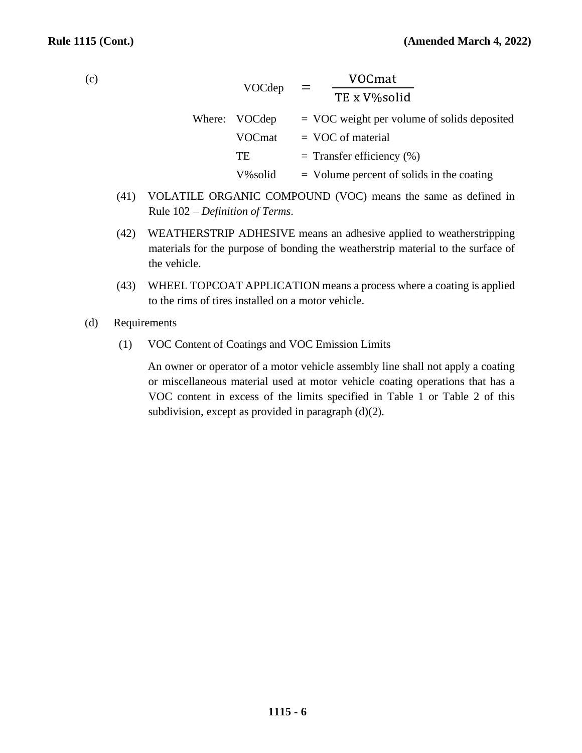(c)

$$\text{VOCdep} = \frac{\text{VOCmat}}{\text{TE x V\%solid}}$$

Where: VOCdep = VOC weight per volume of solids deposited

VOCmat = VOC of material

TE = Transfer efficiency (%)

V%solid = Volume percent of solids in the coating

(41) VOLATILE ORGANIC COMPOUND (VOC) means the same as defined in Rule 102 – *Definition of Terms*.

(42) WEATHERSTRIP ADHESIVE means an adhesive applied to weatherstripping materials for the purpose of bonding the weatherstrip material to the surface of the vehicle.

(43) WHEEL TOPCOAT APPLICATION means a process where a coating is applied to the rims of tires installed on a motor vehicle.

(d) Requirements

(1) VOC Content of Coatings and VOC Emission Limits

An owner or operator of a motor vehicle assembly line shall not apply a coating or miscellaneous material used at motor vehicle coating operations that has a VOC content in excess of the limits specified in Table 1 or Table 2 of this subdivision, except as provided in paragraph (d)(2).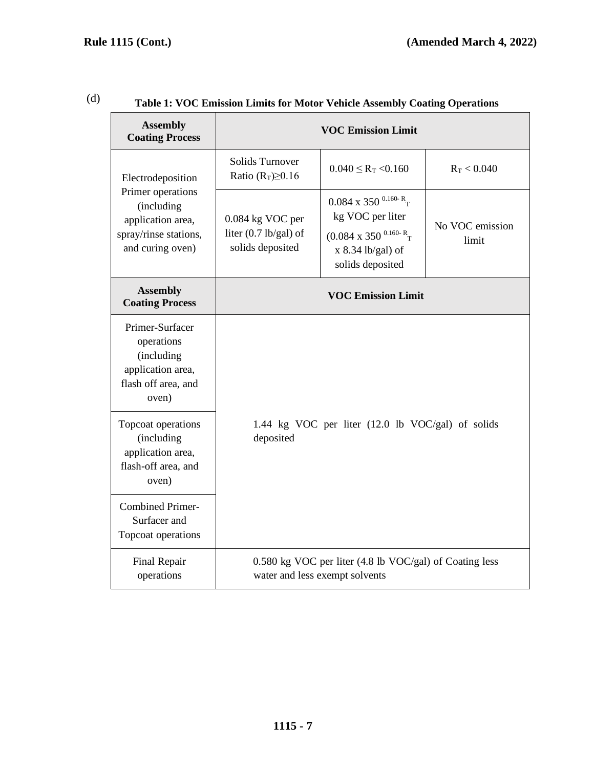(d)

**Table 1: VOC Emission Limits for Motor Vehicle Assembly Coating Operations**

| Assembly Coating Process | VOC Emission Limit | | |
|---|---|---|---|
| Electrodeposition Primer operations (including application area, spray/rinse stations, and curing oven) | Solids Turnover Ratio ($R_T$)≥0.16 | $0.040 \leq R_T < 0.160$ | $R_T < 0.040$ |
| | 0.084 kg VOC per liter (0.7 lb/gal) of solids deposited | $0.084 \times 350^{0.160-R_T}$ kg VOC per liter ($0.084 \times 350^{0.160-R_T} \times 8.34$ lb/gal) of solids deposited | No VOC emission limit |
| **Assembly Coating Process** | **VOC Emission Limit** | | |
| Primer-Surfacer operations (including application area, flash off area, and oven) | 1.44 kg VOC per liter (12.0 lb VOC/gal) of solids deposited | | |
| Topcoat operations (including application area, flash-off area, and oven) | 1.44 kg VOC per liter (12.0 lb VOC/gal) of solids deposited | | |
| Combined Primer-Surfacer and Topcoat operations | 1.44 kg VOC per liter (12.0 lb VOC/gal) of solids deposited | | |
| Final Repair operations | 0.580 kg VOC per liter (4.8 lb VOC/gal) of Coating less water and less exempt solvents | | |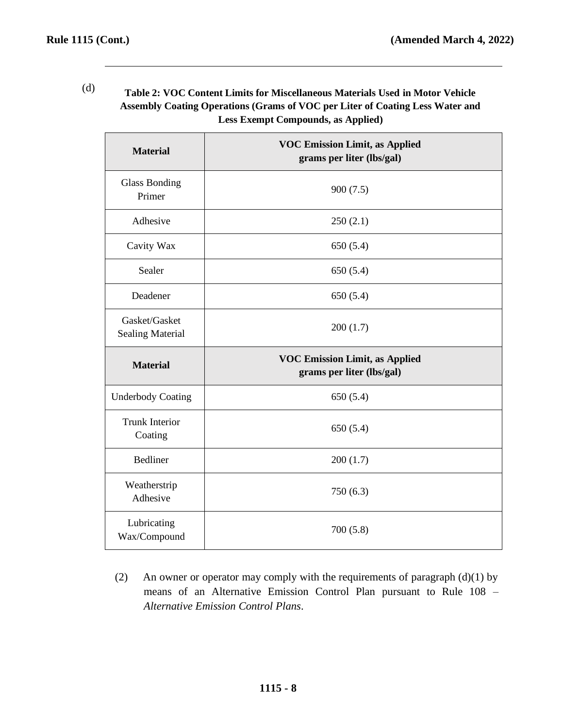(d)

**Table 2: VOC Content Limits for Miscellaneous Materials Used in Motor Vehicle Assembly Coating Operations (Grams of VOC per Liter of Coating Less Water and Less Exempt Compounds, as Applied)**

| Material | VOC Emission Limit, as Applied grams per liter (lbs/gal) |
|---|---|
| Glass Bonding Primer | 900 (7.5) |
| Adhesive | 250 (2.1) |
| Cavity Wax | 650 (5.4) |
| Sealer | 650 (5.4) |
| Deadener | 650 (5.4) |
| Gasket/Gasket Sealing Material | 200 (1.7) |
| **Material** | **VOC Emission Limit, as Applied grams per liter (lbs/gal)** |
| Underbody Coating | 650 (5.4) |
| Trunk Interior Coating | 650 (5.4) |
| Bedliner | 200 (1.7) |
| Weatherstrip Adhesive | 750 (6.3) |
| Lubricating Wax/Compound | 700 (5.8) |

(2) An owner or operator may comply with the requirements of paragraph (d)(1) by means of an Alternative Emission Control Plan pursuant to Rule 108 – *Alternative Emission Control Plans*.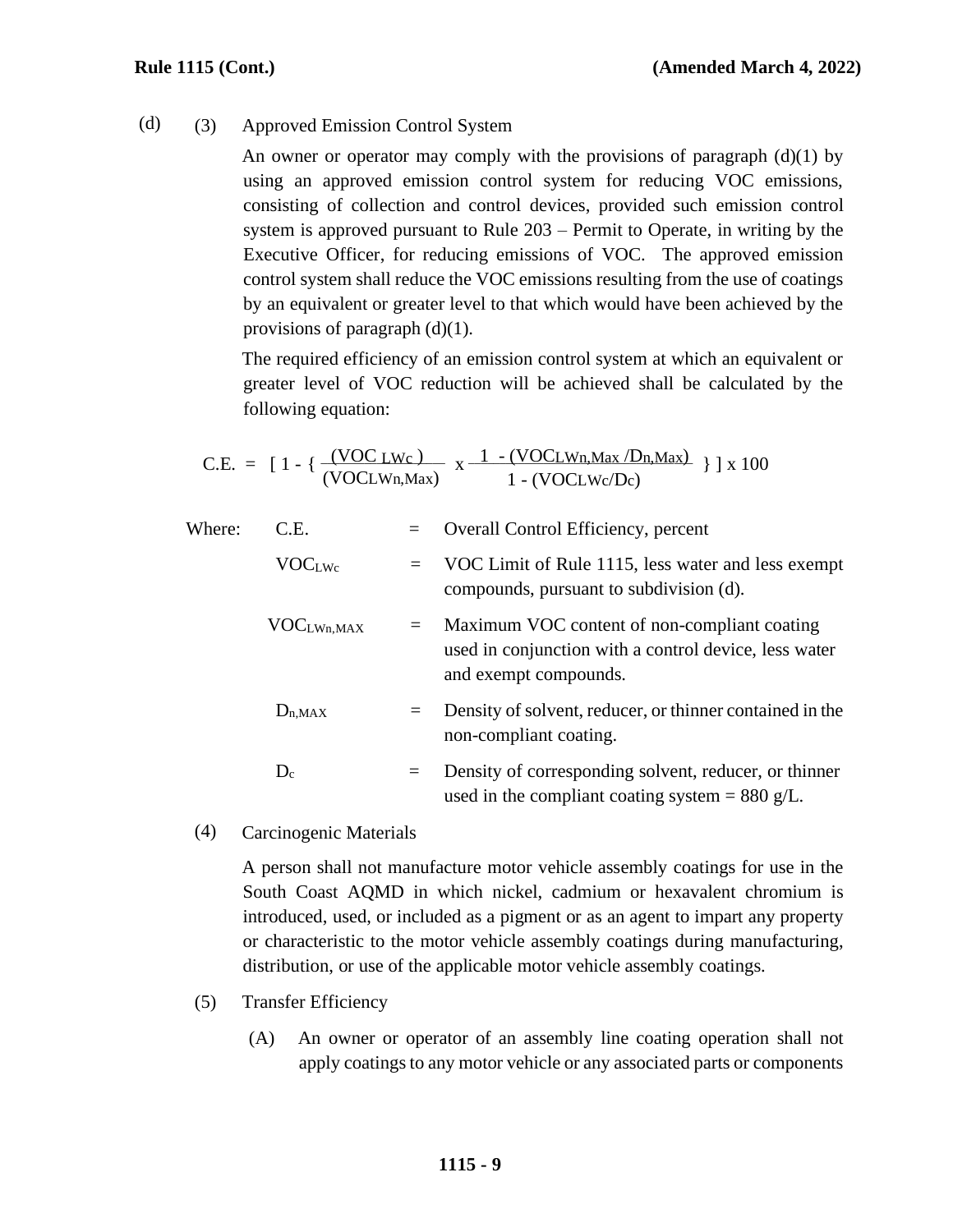(d) (3) Approved Emission Control System

An owner or operator may comply with the provisions of paragraph (d)(1) by using an approved emission control system for reducing VOC emissions, consisting of collection and control devices, provided such emission control system is approved pursuant to Rule 203 – Permit to Operate, in writing by the Executive Officer, for reducing emissions of VOC. The approved emission control system shall reduce the VOC emissions resulting from the use of coatings by an equivalent or greater level to that which would have been achieved by the provisions of paragraph (d)(1).

The required efficiency of an emission control system at which an equivalent or greater level of VOC reduction will be achieved shall be calculated by the following equation:

$$C.E. = \left[ 1 - \left\{ \frac{(VOC_{LWc})}{(VOC_{LWn,Max})} \times \frac{1 - (VOC_{LWn,Max} / D_{n,Max})}{1 - (VOC_{LWc}/D_c)} \right\} \right] \times 100$$

Where:

| | | |
|---|---|---|
| C.E. | = | Overall Control Efficiency, percent |
| $VOC_{LWc}$ | = | VOC Limit of Rule 1115, less water and less exempt compounds, pursuant to subdivision (d). |
| $VOC_{LWn,MAX}$ | = | Maximum VOC content of non-compliant coating used in conjunction with a control device, less water and exempt compounds. |
| $D_{n,MAX}$ | = | Density of solvent, reducer, or thinner contained in the non-compliant coating. |
| $D_c$ | = | Density of corresponding solvent, reducer, or thinner used in the compliant coating system = 880 g/L. |

(4) Carcinogenic Materials

A person shall not manufacture motor vehicle assembly coatings for use in the South Coast AQMD in which nickel, cadmium or hexavalent chromium is introduced, used, or included as a pigment or as an agent to impart any property or characteristic to the motor vehicle assembly coatings during manufacturing, distribution, or use of the applicable motor vehicle assembly coatings.

(5) Transfer Efficiency

(A) An owner or operator of an assembly line coating operation shall not apply coatings to any motor vehicle or any associated parts or components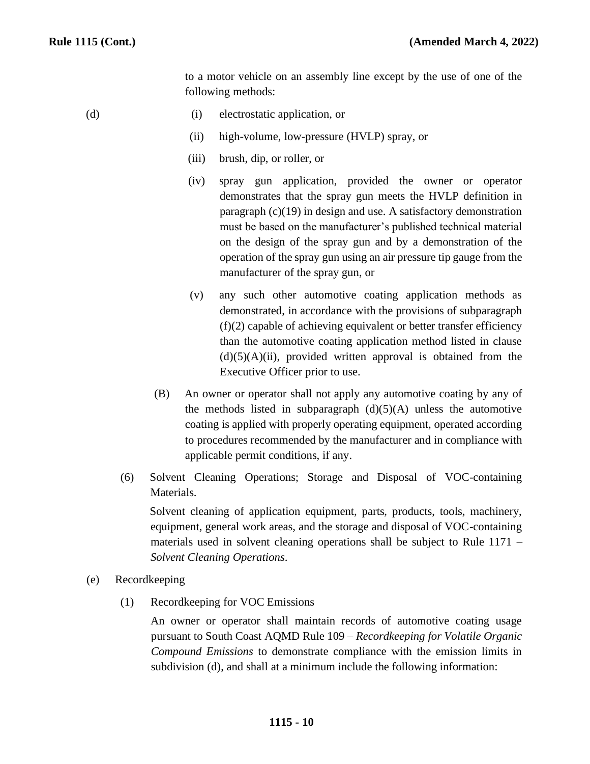to a motor vehicle on an assembly line except by the use of one of the following methods:

(d)

(i) electrostatic application, or

(ii) high-volume, low-pressure (HVLP) spray, or

(iii) brush, dip, or roller, or

(iv) spray gun application, provided the owner or operator demonstrates that the spray gun meets the HVLP definition in paragraph (c)(19) in design and use. A satisfactory demonstration must be based on the manufacturer's published technical material on the design of the spray gun and by a demonstration of the operation of the spray gun using an air pressure tip gauge from the manufacturer of the spray gun, or

(v) any such other automotive coating application methods as demonstrated, in accordance with the provisions of subparagraph (f)(2) capable of achieving equivalent or better transfer efficiency than the automotive coating application method listed in clause (d)(5)(A)(ii), provided written approval is obtained from the Executive Officer prior to use.

(B) An owner or operator shall not apply any automotive coating by any of the methods listed in subparagraph (d)(5)(A) unless the automotive coating is applied with properly operating equipment, operated according to procedures recommended by the manufacturer and in compliance with applicable permit conditions, if any.

(6) Solvent Cleaning Operations; Storage and Disposal of VOC-containing Materials.

Solvent cleaning of application equipment, parts, products, tools, machinery, equipment, general work areas, and the storage and disposal of VOC-containing materials used in solvent cleaning operations shall be subject to Rule 1171 – *Solvent Cleaning Operations*.

(e) Recordkeeping

(1) Recordkeeping for VOC Emissions

An owner or operator shall maintain records of automotive coating usage pursuant to South Coast AQMD Rule 109 – *Recordkeeping for Volatile Organic Compound Emissions* to demonstrate compliance with the emission limits in subdivision (d), and shall at a minimum include the following information: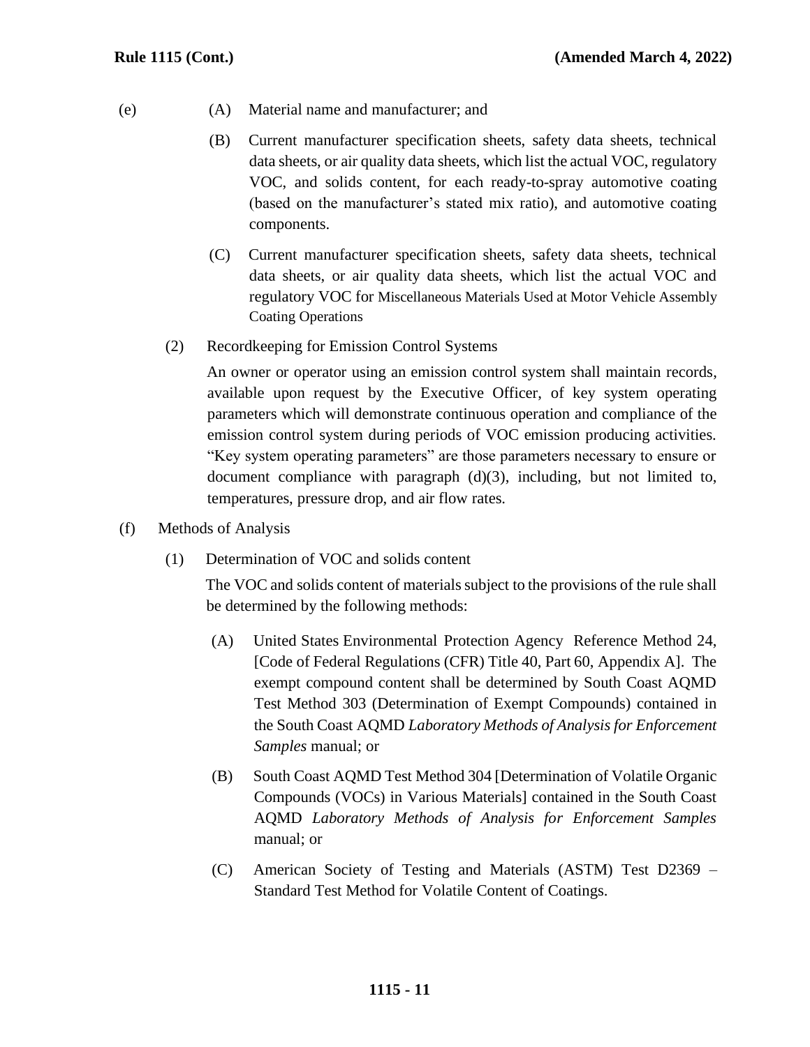(e)

(A) Material name and manufacturer; and

(B) Current manufacturer specification sheets, safety data sheets, technical data sheets, or air quality data sheets, which list the actual VOC, regulatory VOC, and solids content, for each ready-to-spray automotive coating (based on the manufacturer's stated mix ratio), and automotive coating components.

(C) Current manufacturer specification sheets, safety data sheets, technical data sheets, or air quality data sheets, which list the actual VOC and regulatory VOC for Miscellaneous Materials Used at Motor Vehicle Assembly Coating Operations

(2) Recordkeeping for Emission Control Systems

An owner or operator using an emission control system shall maintain records, available upon request by the Executive Officer, of key system operating parameters which will demonstrate continuous operation and compliance of the emission control system during periods of VOC emission producing activities. "Key system operating parameters" are those parameters necessary to ensure or document compliance with paragraph (d)(3), including, but not limited to, temperatures, pressure drop, and air flow rates.

(f) Methods of Analysis

(1) Determination of VOC and solids content

The VOC and solids content of materials subject to the provisions of the rule shall be determined by the following methods:

(A) United States Environmental Protection Agency Reference Method 24, [Code of Federal Regulations (CFR) Title 40, Part 60, Appendix A]. The exempt compound content shall be determined by South Coast AQMD Test Method 303 (Determination of Exempt Compounds) contained in the South Coast AQMD *Laboratory Methods of Analysis for Enforcement Samples* manual; or

(B) South Coast AQMD Test Method 304 [Determination of Volatile Organic Compounds (VOCs) in Various Materials] contained in the South Coast AQMD *Laboratory Methods of Analysis for Enforcement Samples* manual; or

(C) American Society of Testing and Materials (ASTM) Test D2369 – Standard Test Method for Volatile Content of Coatings.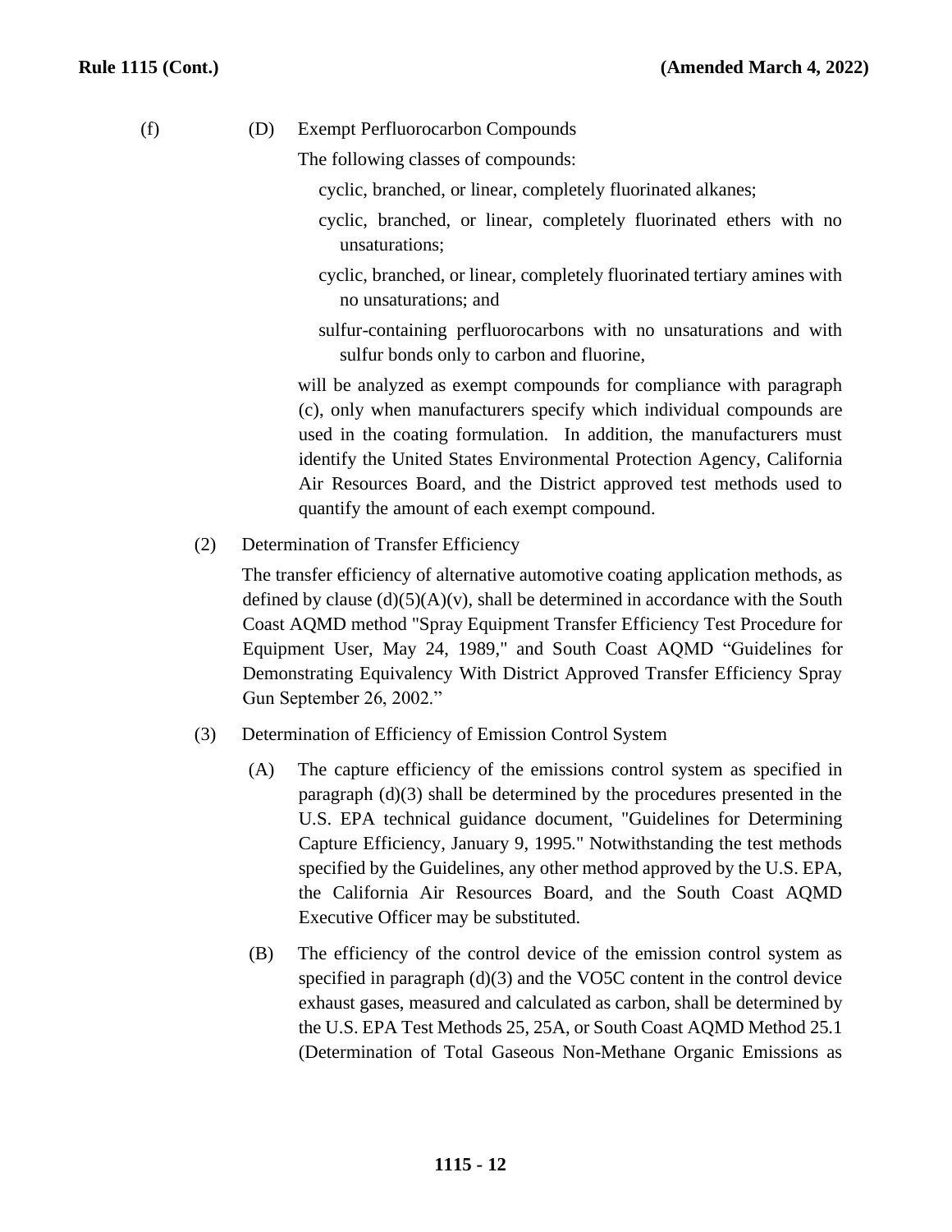(f) (D) Exempt Perfluorocarbon Compounds

The following classes of compounds:

- cyclic, branched, or linear, completely fluorinated alkanes;
- cyclic, branched, or linear, completely fluorinated ethers with no unsaturations;
- cyclic, branched, or linear, completely fluorinated tertiary amines with no unsaturations; and
- sulfur-containing perfluorocarbons with no unsaturations and with sulfur bonds only to carbon and fluorine,

will be analyzed as exempt compounds for compliance with paragraph (c), only when manufacturers specify which individual compounds are used in the coating formulation. In addition, the manufacturers must identify the United States Environmental Protection Agency, California Air Resources Board, and the District approved test methods used to quantify the amount of each exempt compound.

(2) Determination of Transfer Efficiency

The transfer efficiency of alternative automotive coating application methods, as defined by clause (d)(5)(A)(v), shall be determined in accordance with the South Coast AQMD method "Spray Equipment Transfer Efficiency Test Procedure for Equipment User, May 24, 1989," and South Coast AQMD "Guidelines for Demonstrating Equivalency With District Approved Transfer Efficiency Spray Gun September 26, 2002."

(3) Determination of Efficiency of Emission Control System

(A) The capture efficiency of the emissions control system as specified in paragraph (d)(3) shall be determined by the procedures presented in the U.S. EPA technical guidance document, "Guidelines for Determining Capture Efficiency, January 9, 1995." Notwithstanding the test methods specified by the Guidelines, any other method approved by the U.S. EPA, the California Air Resources Board, and the South Coast AQMD Executive Officer may be substituted.

(B) The efficiency of the control device of the emission control system as specified in paragraph (d)(3) and the VO5C content in the control device exhaust gases, measured and calculated as carbon, shall be determined by the U.S. EPA Test Methods 25, 25A, or South Coast AQMD Method 25.1 (Determination of Total Gaseous Non-Methane Organic Emissions as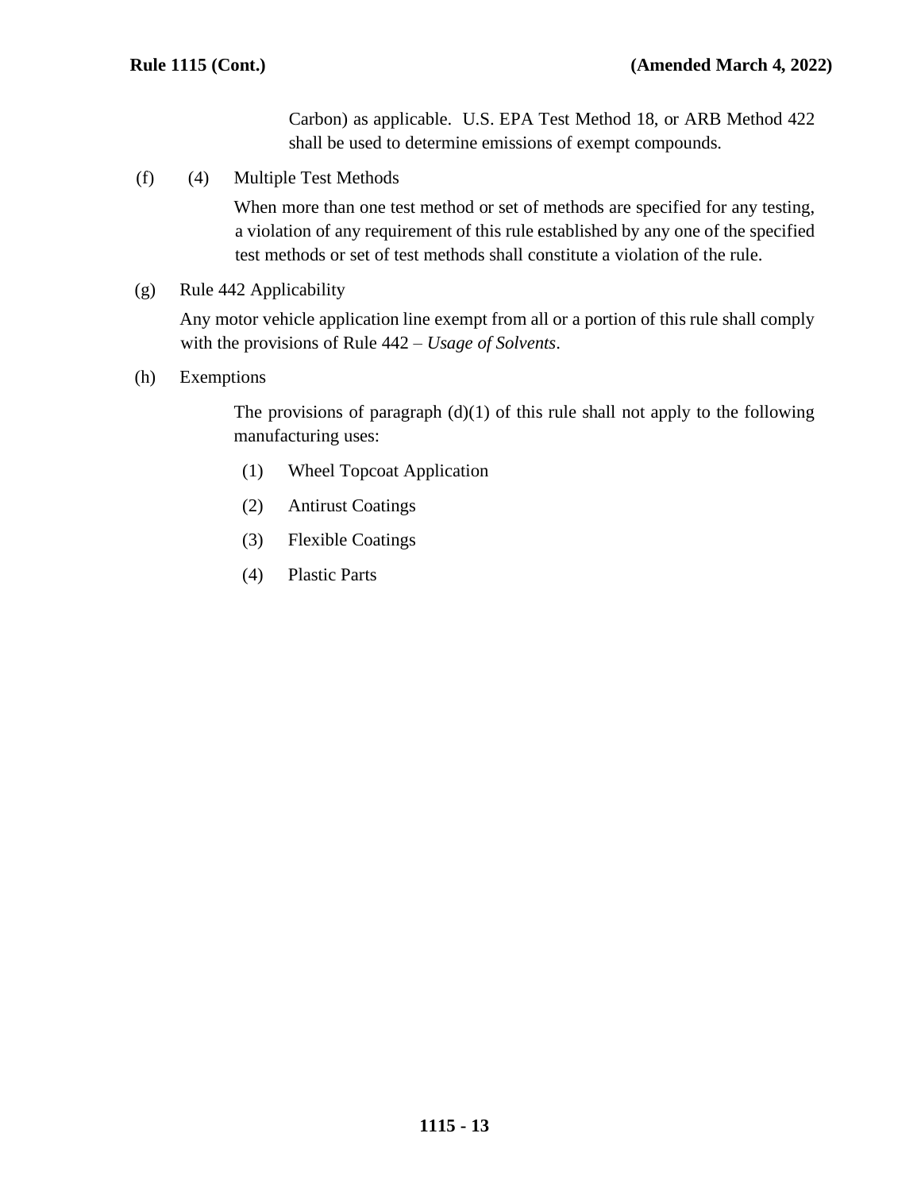Carbon) as applicable. U.S. EPA Test Method 18, or ARB Method 422 shall be used to determine emissions of exempt compounds.

(f) (4) Multiple Test Methods

When more than one test method or set of methods are specified for any testing, a violation of any requirement of this rule established by any one of the specified test methods or set of test methods shall constitute a violation of the rule.

(g) Rule 442 Applicability

Any motor vehicle application line exempt from all or a portion of this rule shall comply with the provisions of Rule 442 – *Usage of Solvents*.

(h) Exemptions

The provisions of paragraph (d)(1) of this rule shall not apply to the following manufacturing uses:

(1) Wheel Topcoat Application

(2) Antirust Coatings

(3) Flexible Coatings

(4) Plastic Parts